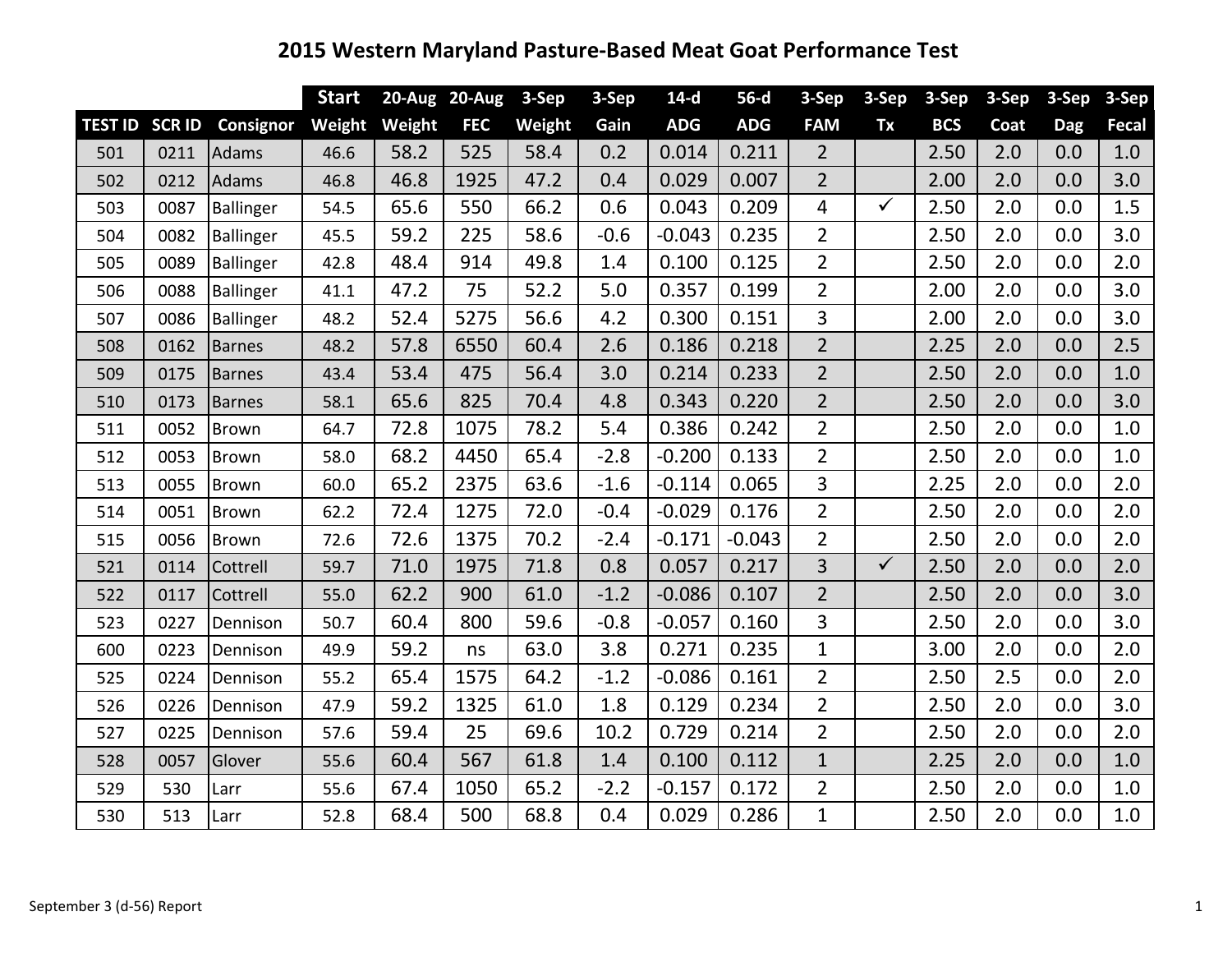# 2015 Western Maryland Pasture-Based Meat Goat Performance Test

| | | | Start | 20-Aug | 20-Aug | 3-Sep | 3-Sep | 14-d | 56-d | 3-Sep | 3-Sep | 3-Sep | 3-Sep | 3-Sep | 3-Sep |
|---|---|---|---|---|---|---|---|---|---|---|---|---|---|---|---|
| TEST ID | SCR ID | Consignor | Weight | Weight | FEC | Weight | Gain | ADG | ADG | FAM | Tx | BCS | Coat | Dag | Fecal |
| 501 | 0211 | Adams | 46.6 | 58.2 | 525 | 58.4 | 0.2 | 0.014 | 0.211 | 2 | | 2.50 | 2.0 | 0.0 | 1.0 |
| 502 | 0212 | Adams | 46.8 | 46.8 | 1925 | 47.2 | 0.4 | 0.029 | 0.007 | 2 | | 2.00 | 2.0 | 0.0 | 3.0 |
| 503 | 0087 | Ballinger | 54.5 | 65.6 | 550 | 66.2 | 0.6 | 0.043 | 0.209 | 4 | ✓ | 2.50 | 2.0 | 0.0 | 1.5 |
| 504 | 0082 | Ballinger | 45.5 | 59.2 | 225 | 58.6 | -0.6 | -0.043 | 0.235 | 2 | | 2.50 | 2.0 | 0.0 | 3.0 |
| 505 | 0089 | Ballinger | 42.8 | 48.4 | 914 | 49.8 | 1.4 | 0.100 | 0.125 | 2 | | 2.50 | 2.0 | 0.0 | 2.0 |
| 506 | 0088 | Ballinger | 41.1 | 47.2 | 75 | 52.2 | 5.0 | 0.357 | 0.199 | 2 | | 2.00 | 2.0 | 0.0 | 3.0 |
| 507 | 0086 | Ballinger | 48.2 | 52.4 | 5275 | 56.6 | 4.2 | 0.300 | 0.151 | 3 | | 2.00 | 2.0 | 0.0 | 3.0 |
| 508 | 0162 | Barnes | 48.2 | 57.8 | 6550 | 60.4 | 2.6 | 0.186 | 0.218 | 2 | | 2.25 | 2.0 | 0.0 | 2.5 |
| 509 | 0175 | Barnes | 43.4 | 53.4 | 475 | 56.4 | 3.0 | 0.214 | 0.233 | 2 | | 2.50 | 2.0 | 0.0 | 1.0 |
| 510 | 0173 | Barnes | 58.1 | 65.6 | 825 | 70.4 | 4.8 | 0.343 | 0.220 | 2 | | 2.50 | 2.0 | 0.0 | 3.0 |
| 511 | 0052 | Brown | 64.7 | 72.8 | 1075 | 78.2 | 5.4 | 0.386 | 0.242 | 2 | | 2.50 | 2.0 | 0.0 | 1.0 |
| 512 | 0053 | Brown | 58.0 | 68.2 | 4450 | 65.4 | -2.8 | -0.200 | 0.133 | 2 | | 2.50 | 2.0 | 0.0 | 1.0 |
| 513 | 0055 | Brown | 60.0 | 65.2 | 2375 | 63.6 | -1.6 | -0.114 | 0.065 | 3 | | 2.25 | 2.0 | 0.0 | 2.0 |
| 514 | 0051 | Brown | 62.2 | 72.4 | 1275 | 72.0 | -0.4 | -0.029 | 0.176 | 2 | | 2.50 | 2.0 | 0.0 | 2.0 |
| 515 | 0056 | Brown | 72.6 | 72.6 | 1375 | 70.2 | -2.4 | -0.171 | -0.043 | 2 | | 2.50 | 2.0 | 0.0 | 2.0 |
| 521 | 0114 | Cottrell | 59.7 | 71.0 | 1975 | 71.8 | 0.8 | 0.057 | 0.217 | 3 | ✓ | 2.50 | 2.0 | 0.0 | 2.0 |
| 522 | 0117 | Cottrell | 55.0 | 62.2 | 900 | 61.0 | -1.2 | -0.086 | 0.107 | 2 | | 2.50 | 2.0 | 0.0 | 3.0 |
| 523 | 0227 | Dennison | 50.7 | 60.4 | 800 | 59.6 | -0.8 | -0.057 | 0.160 | 3 | | 2.50 | 2.0 | 0.0 | 3.0 |
| 600 | 0223 | Dennison | 49.9 | 59.2 | ns | 63.0 | 3.8 | 0.271 | 0.235 | 1 | | 3.00 | 2.0 | 0.0 | 2.0 |
| 525 | 0224 | Dennison | 55.2 | 65.4 | 1575 | 64.2 | -1.2 | -0.086 | 0.161 | 2 | | 2.50 | 2.5 | 0.0 | 2.0 |
| 526 | 0226 | Dennison | 47.9 | 59.2 | 1325 | 61.0 | 1.8 | 0.129 | 0.234 | 2 | | 2.50 | 2.0 | 0.0 | 3.0 |
| 527 | 0225 | Dennison | 57.6 | 59.4 | 25 | 69.6 | 10.2 | 0.729 | 0.214 | 2 | | 2.50 | 2.0 | 0.0 | 2.0 |
| 528 | 0057 | Glover | 55.6 | 60.4 | 567 | 61.8 | 1.4 | 0.100 | 0.112 | 1 | | 2.25 | 2.0 | 0.0 | 1.0 |
| 529 | 530 | Larr | 55.6 | 67.4 | 1050 | 65.2 | -2.2 | -0.157 | 0.172 | 2 | | 2.50 | 2.0 | 0.0 | 1.0 |
| 530 | 513 | Larr | 52.8 | 68.4 | 500 | 68.8 | 0.4 | 0.029 | 0.286 | 1 | | 2.50 | 2.0 | 0.0 | 1.0 |

September 3 (d-56) Report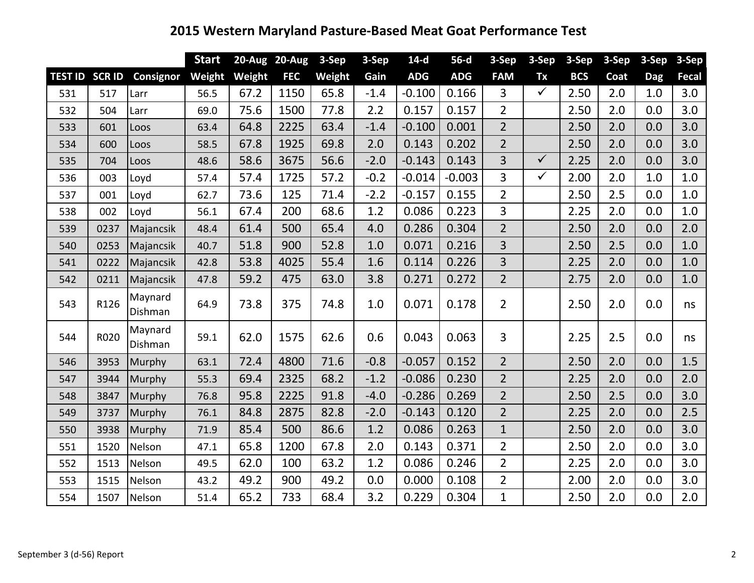# 2015 Western Maryland Pasture-Based Meat Goat Performance Test

| | | | Start | 20-Aug | 20-Aug | 3-Sep | 3-Sep | 14-d | 56-d | 3-Sep | 3-Sep | 3-Sep | 3-Sep | 3-Sep | 3-Sep |
|---|---|---|---|---|---|---|---|---|---|---|---|---|---|---|---|
| **TEST ID** | **SCR ID** | **Consignor** | **Weight** | **Weight** | **FEC** | **Weight** | **Gain** | **ADG** | **ADG** | **FAM** | **Tx** | **BCS** | **Coat** | **Dag** | **Fecal** |
| 531 | 517 | Larr | 56.5 | 67.2 | 1150 | 65.8 | -1.4 | -0.100 | 0.166 | 3 | ✓ | 2.50 | 2.0 | 1.0 | 3.0 |
| 532 | 504 | Larr | 69.0 | 75.6 | 1500 | 77.8 | 2.2 | 0.157 | 0.157 | 2 | | 2.50 | 2.0 | 0.0 | 3.0 |
| 533 | 601 | Loos | 63.4 | 64.8 | 2225 | 63.4 | -1.4 | -0.100 | 0.001 | 2 | | 2.50 | 2.0 | 0.0 | 3.0 |
| 534 | 600 | Loos | 58.5 | 67.8 | 1925 | 69.8 | 2.0 | 0.143 | 0.202 | 2 | | 2.50 | 2.0 | 0.0 | 3.0 |
| 535 | 704 | Loos | 48.6 | 58.6 | 3675 | 56.6 | -2.0 | -0.143 | 0.143 | 3 | ✓ | 2.25 | 2.0 | 0.0 | 3.0 |
| 536 | 003 | Loyd | 57.4 | 57.4 | 1725 | 57.2 | -0.2 | -0.014 | -0.003 | 3 | ✓ | 2.00 | 2.0 | 1.0 | 1.0 |
| 537 | 001 | Loyd | 62.7 | 73.6 | 125 | 71.4 | -2.2 | -0.157 | 0.155 | 2 | | 2.50 | 2.5 | 0.0 | 1.0 |
| 538 | 002 | Loyd | 56.1 | 67.4 | 200 | 68.6 | 1.2 | 0.086 | 0.223 | 3 | | 2.25 | 2.0 | 0.0 | 1.0 |
| 539 | 0237 | Majancsik | 48.4 | 61.4 | 500 | 65.4 | 4.0 | 0.286 | 0.304 | 2 | | 2.50 | 2.0 | 0.0 | 2.0 |
| 540 | 0253 | Majancsik | 40.7 | 51.8 | 900 | 52.8 | 1.0 | 0.071 | 0.216 | 3 | | 2.50 | 2.5 | 0.0 | 1.0 |
| 541 | 0222 | Majancsik | 42.8 | 53.8 | 4025 | 55.4 | 1.6 | 0.114 | 0.226 | 3 | | 2.25 | 2.0 | 0.0 | 1.0 |
| 542 | 0211 | Majancsik | 47.8 | 59.2 | 475 | 63.0 | 3.8 | 0.271 | 0.272 | 2 | | 2.75 | 2.0 | 0.0 | 1.0 |
| 543 | R126 | Maynard Dishman | 64.9 | 73.8 | 375 | 74.8 | 1.0 | 0.071 | 0.178 | 2 | | 2.50 | 2.0 | 0.0 | ns |
| 544 | R020 | Maynard Dishman | 59.1 | 62.0 | 1575 | 62.6 | 0.6 | 0.043 | 0.063 | 3 | | 2.25 | 2.5 | 0.0 | ns |
| 546 | 3953 | Murphy | 63.1 | 72.4 | 4800 | 71.6 | -0.8 | -0.057 | 0.152 | 2 | | 2.50 | 2.0 | 0.0 | 1.5 |
| 547 | 3944 | Murphy | 55.3 | 69.4 | 2325 | 68.2 | -1.2 | -0.086 | 0.230 | 2 | | 2.25 | 2.0 | 0.0 | 2.0 |
| 548 | 3847 | Murphy | 76.8 | 95.8 | 2225 | 91.8 | -4.0 | -0.286 | 0.269 | 2 | | 2.50 | 2.5 | 0.0 | 3.0 |
| 549 | 3737 | Murphy | 76.1 | 84.8 | 2875 | 82.8 | -2.0 | -0.143 | 0.120 | 2 | | 2.25 | 2.0 | 0.0 | 2.5 |
| 550 | 3938 | Murphy | 71.9 | 85.4 | 500 | 86.6 | 1.2 | 0.086 | 0.263 | 1 | | 2.50 | 2.0 | 0.0 | 3.0 |
| 551 | 1520 | Nelson | 47.1 | 65.8 | 1200 | 67.8 | 2.0 | 0.143 | 0.371 | 2 | | 2.50 | 2.0 | 0.0 | 3.0 |
| 552 | 1513 | Nelson | 49.5 | 62.0 | 100 | 63.2 | 1.2 | 0.086 | 0.246 | 2 | | 2.25 | 2.0 | 0.0 | 3.0 |
| 553 | 1515 | Nelson | 43.2 | 49.2 | 900 | 49.2 | 0.0 | 0.000 | 0.108 | 2 | | 2.00 | 2.0 | 0.0 | 3.0 |
| 554 | 1507 | Nelson | 51.4 | 65.2 | 733 | 68.4 | 3.2 | 0.229 | 0.304 | 1 | | 2.50 | 2.0 | 0.0 | 2.0 |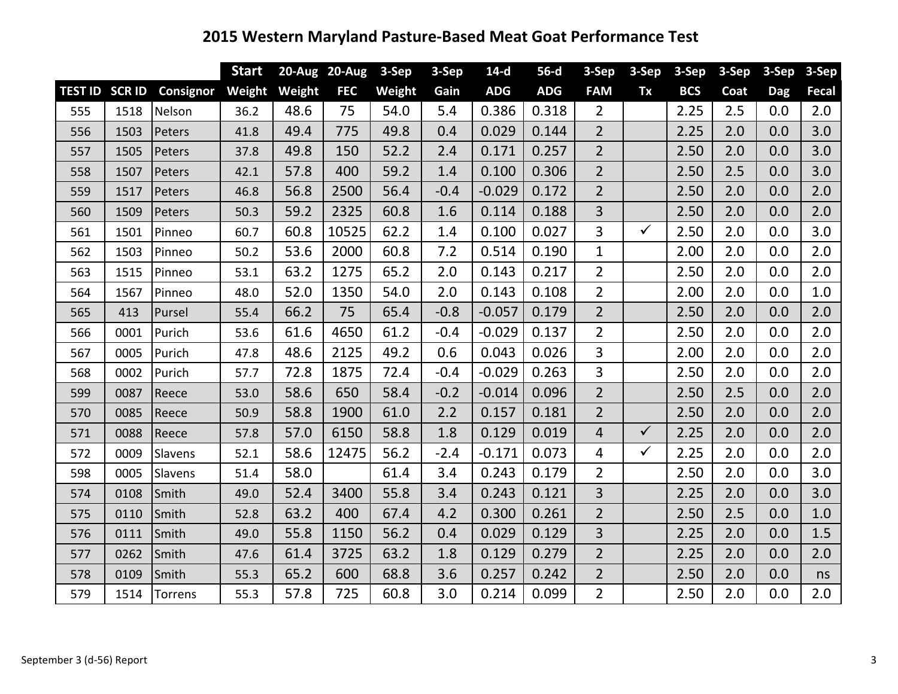# 2015 Western Maryland Pasture-Based Meat Goat Performance Test

| | | | Start | 20-Aug | 20-Aug | 3-Sep | 3-Sep | 14-d | 56-d | 3-Sep | 3-Sep | 3-Sep | 3-Sep | 3-Sep | 3-Sep |
|---|---|---|---|---|---|---|---|---|---|---|---|---|---|---|---|
| TEST ID | SCR ID | Consignor | Weight | Weight | FEC | Weight | Gain | ADG | ADG | FAM | Tx | BCS | Coat | Dag | Fecal |
| 555 | 1518 | Nelson | 36.2 | 48.6 | 75 | 54.0 | 5.4 | 0.386 | 0.318 | 2 | | 2.25 | 2.5 | 0.0 | 2.0 |
| 556 | 1503 | Peters | 41.8 | 49.4 | 775 | 49.8 | 0.4 | 0.029 | 0.144 | 2 | | 2.25 | 2.0 | 0.0 | 3.0 |
| 557 | 1505 | Peters | 37.8 | 49.8 | 150 | 52.2 | 2.4 | 0.171 | 0.257 | 2 | | 2.50 | 2.0 | 0.0 | 3.0 |
| 558 | 1507 | Peters | 42.1 | 57.8 | 400 | 59.2 | 1.4 | 0.100 | 0.306 | 2 | | 2.50 | 2.5 | 0.0 | 3.0 |
| 559 | 1517 | Peters | 46.8 | 56.8 | 2500 | 56.4 | -0.4 | -0.029 | 0.172 | 2 | | 2.50 | 2.0 | 0.0 | 2.0 |
| 560 | 1509 | Peters | 50.3 | 59.2 | 2325 | 60.8 | 1.6 | 0.114 | 0.188 | 3 | | 2.50 | 2.0 | 0.0 | 2.0 |
| 561 | 1501 | Pinneo | 60.7 | 60.8 | 10525 | 62.2 | 1.4 | 0.100 | 0.027 | 3 | ✓ | 2.50 | 2.0 | 0.0 | 3.0 |
| 562 | 1503 | Pinneo | 50.2 | 53.6 | 2000 | 60.8 | 7.2 | 0.514 | 0.190 | 1 | | 2.00 | 2.0 | 0.0 | 2.0 |
| 563 | 1515 | Pinneo | 53.1 | 63.2 | 1275 | 65.2 | 2.0 | 0.143 | 0.217 | 2 | | 2.50 | 2.0 | 0.0 | 2.0 |
| 564 | 1567 | Pinneo | 48.0 | 52.0 | 1350 | 54.0 | 2.0 | 0.143 | 0.108 | 2 | | 2.00 | 2.0 | 0.0 | 1.0 |
| 565 | 413 | Pursel | 55.4 | 66.2 | 75 | 65.4 | -0.8 | -0.057 | 0.179 | 2 | | 2.50 | 2.0 | 0.0 | 2.0 |
| 566 | 0001 | Purich | 53.6 | 61.6 | 4650 | 61.2 | -0.4 | -0.029 | 0.137 | 2 | | 2.50 | 2.0 | 0.0 | 2.0 |
| 567 | 0005 | Purich | 47.8 | 48.6 | 2125 | 49.2 | 0.6 | 0.043 | 0.026 | 3 | | 2.00 | 2.0 | 0.0 | 2.0 |
| 568 | 0002 | Purich | 57.7 | 72.8 | 1875 | 72.4 | -0.4 | -0.029 | 0.263 | 3 | | 2.50 | 2.0 | 0.0 | 2.0 |
| 599 | 0087 | Reece | 53.0 | 58.6 | 650 | 58.4 | -0.2 | -0.014 | 0.096 | 2 | | 2.50 | 2.5 | 0.0 | 2.0 |
| 570 | 0085 | Reece | 50.9 | 58.8 | 1900 | 61.0 | 2.2 | 0.157 | 0.181 | 2 | | 2.50 | 2.0 | 0.0 | 2.0 |
| 571 | 0088 | Reece | 57.8 | 57.0 | 6150 | 58.8 | 1.8 | 0.129 | 0.019 | 4 | ✓ | 2.25 | 2.0 | 0.0 | 2.0 |
| 572 | 0009 | Slavens | 52.1 | 58.6 | 12475 | 56.2 | -2.4 | -0.171 | 0.073 | 4 | ✓ | 2.25 | 2.0 | 0.0 | 2.0 |
| 598 | 0005 | Slavens | 51.4 | 58.0 | | 61.4 | 3.4 | 0.243 | 0.179 | 2 | | 2.50 | 2.0 | 0.0 | 3.0 |
| 574 | 0108 | Smith | 49.0 | 52.4 | 3400 | 55.8 | 3.4 | 0.243 | 0.121 | 3 | | 2.25 | 2.0 | 0.0 | 3.0 |
| 575 | 0110 | Smith | 52.8 | 63.2 | 400 | 67.4 | 4.2 | 0.300 | 0.261 | 2 | | 2.50 | 2.5 | 0.0 | 1.0 |
| 576 | 0111 | Smith | 49.0 | 55.8 | 1150 | 56.2 | 0.4 | 0.029 | 0.129 | 3 | | 2.25 | 2.0 | 0.0 | 1.5 |
| 577 | 0262 | Smith | 47.6 | 61.4 | 3725 | 63.2 | 1.8 | 0.129 | 0.279 | 2 | | 2.25 | 2.0 | 0.0 | 2.0 |
| 578 | 0109 | Smith | 55.3 | 65.2 | 600 | 68.8 | 3.6 | 0.257 | 0.242 | 2 | | 2.50 | 2.0 | 0.0 | ns |
| 579 | 1514 | Torrens | 55.3 | 57.8 | 725 | 60.8 | 3.0 | 0.214 | 0.099 | 2 | | 2.50 | 2.0 | 0.0 | 2.0 |

September 3 (d-56) Report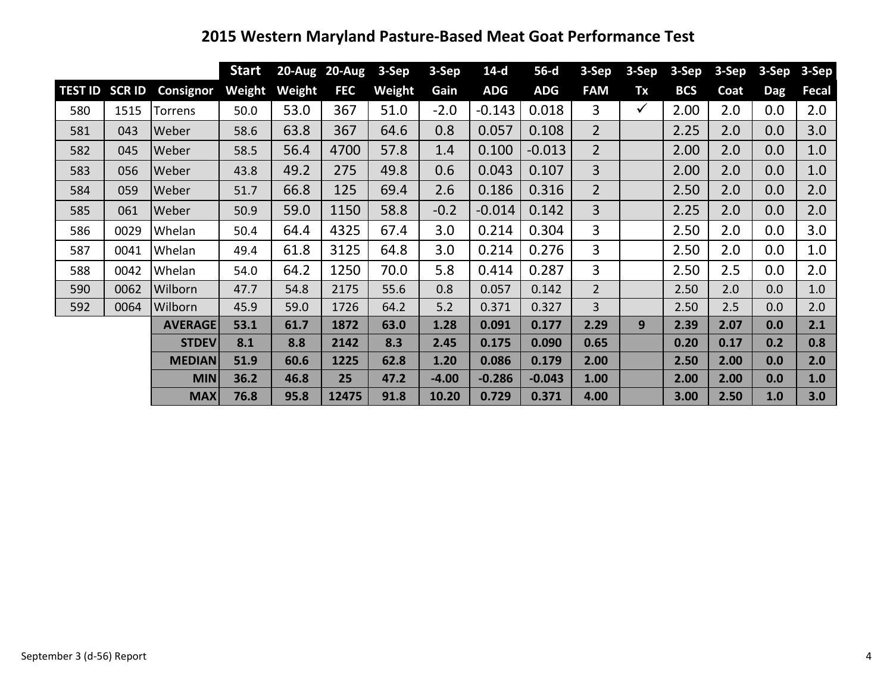# 2015 Western Maryland Pasture-Based Meat Goat Performance Test

| | | | Start | 20-Aug | 20-Aug | 3-Sep | 3-Sep | 14-d | 56-d | 3-Sep | 3-Sep | 3-Sep | 3-Sep | 3-Sep | 3-Sep |
|---|---|---|---|---|---|---|---|---|---|---|---|---|---|---|---|
| TEST ID | SCR ID | Consignor | Weight | Weight | FEC | Weight | Gain | ADG | ADG | FAM | Tx | BCS | Coat | Dag | Fecal |
| 580 | 1515 | Torrens | 50.0 | 53.0 | 367 | 51.0 | -2.0 | -0.143 | 0.018 | 3 | ✓ | 2.00 | 2.0 | 0.0 | 2.0 |
| 581 | 043 | Weber | 58.6 | 63.8 | 367 | 64.6 | 0.8 | 0.057 | 0.108 | 2 | | 2.25 | 2.0 | 0.0 | 3.0 |
| 582 | 045 | Weber | 58.5 | 56.4 | 4700 | 57.8 | 1.4 | 0.100 | -0.013 | 2 | | 2.00 | 2.0 | 0.0 | 1.0 |
| 583 | 056 | Weber | 43.8 | 49.2 | 275 | 49.8 | 0.6 | 0.043 | 0.107 | 3 | | 2.00 | 2.0 | 0.0 | 1.0 |
| 584 | 059 | Weber | 51.7 | 66.8 | 125 | 69.4 | 2.6 | 0.186 | 0.316 | 2 | | 2.50 | 2.0 | 0.0 | 2.0 |
| 585 | 061 | Weber | 50.9 | 59.0 | 1150 | 58.8 | -0.2 | -0.014 | 0.142 | 3 | | 2.25 | 2.0 | 0.0 | 2.0 |
| 586 | 0029 | Whelan | 50.4 | 64.4 | 4325 | 67.4 | 3.0 | 0.214 | 0.304 | 3 | | 2.50 | 2.0 | 0.0 | 3.0 |
| 587 | 0041 | Whelan | 49.4 | 61.8 | 3125 | 64.8 | 3.0 | 0.214 | 0.276 | 3 | | 2.50 | 2.0 | 0.0 | 1.0 |
| 588 | 0042 | Whelan | 54.0 | 64.2 | 1250 | 70.0 | 5.8 | 0.414 | 0.287 | 3 | | 2.50 | 2.5 | 0.0 | 2.0 |
| 590 | 0062 | Wilborn | 47.7 | 54.8 | 2175 | 55.6 | 0.8 | 0.057 | 0.142 | 2 | | 2.50 | 2.0 | 0.0 | 1.0 |
| 592 | 0064 | Wilborn | 45.9 | 59.0 | 1726 | 64.2 | 5.2 | 0.371 | 0.327 | 3 | | 2.50 | 2.5 | 0.0 | 2.0 |
| | | **AVERAGE** | **53.1** | **61.7** | **1872** | **63.0** | **1.28** | **0.091** | **0.177** | **2.29** | **9** | **2.39** | **2.07** | **0.0** | **2.1** |
| | | **STDEV** | **8.1** | **8.8** | **2142** | **8.3** | **2.45** | **0.175** | **0.090** | **0.65** | | **0.20** | **0.17** | **0.2** | **0.8** |
| | | **MEDIAN** | **51.9** | **60.6** | **1225** | **62.8** | **1.20** | **0.086** | **0.179** | **2.00** | | **2.50** | **2.00** | **0.0** | **2.0** |
| | | **MIN** | **36.2** | **46.8** | **25** | **47.2** | **-4.00** | **-0.286** | **-0.043** | **1.00** | | **2.00** | **2.00** | **0.0** | **1.0** |
| | | **MAX** | **76.8** | **95.8** | **12475** | **91.8** | **10.20** | **0.729** | **0.371** | **4.00** | | **3.00** | **2.50** | **1.0** | **3.0** |

September 3 (d-56) Report